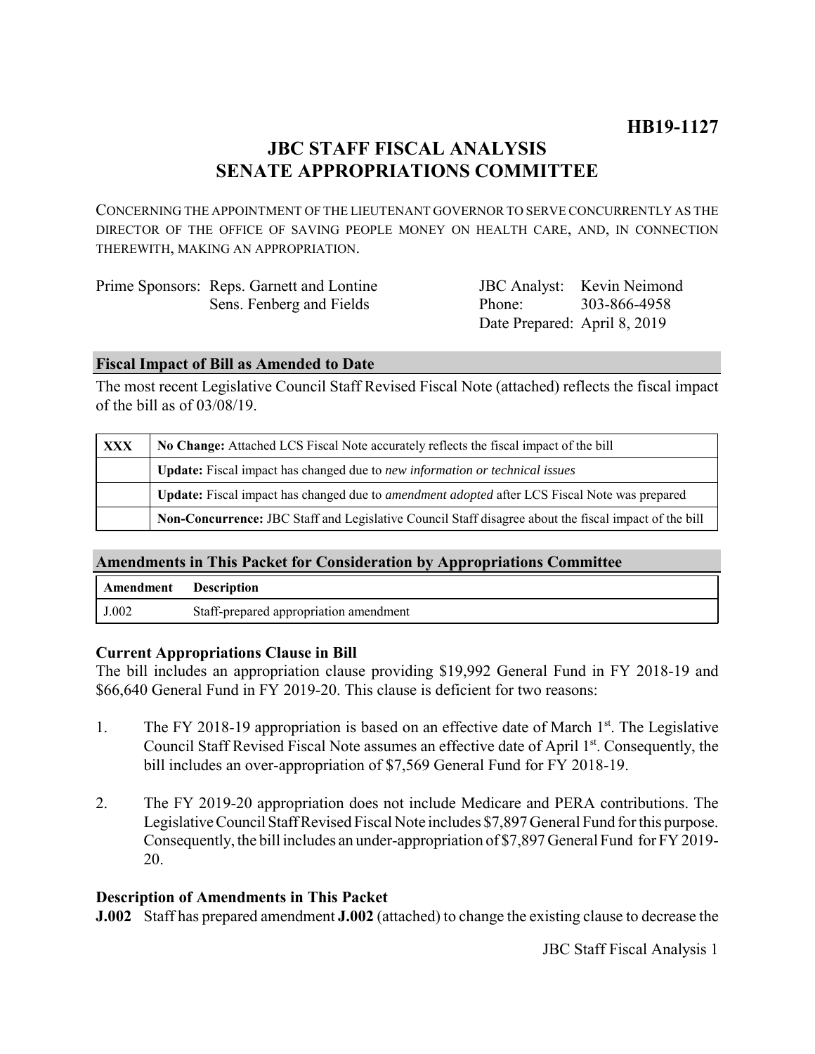**HB19-1127**

# JBC STAFF FISCAL ANALYSIS
# SENATE APPROPRIATIONS COMMITTEE

CONCERNING THE APPOINTMENT OF THE LIEUTENANT GOVERNOR TO SERVE CONCURRENTLY AS THE DIRECTOR OF THE OFFICE OF SAVING PEOPLE MONEY ON HEALTH CARE, AND, IN CONNECTION THEREWITH, MAKING AN APPROPRIATION.

| | |
|---|---|
| Prime Sponsors: Reps. Garnett and Lontine<br>Sens. Fenberg and Fields | JBC Analyst: Kevin Neimond<br>Phone: 303-866-4958<br>Date Prepared: April 8, 2019 |

## Fiscal Impact of Bill as Amended to Date

The most recent Legislative Council Staff Revised Fiscal Note (attached) reflects the fiscal impact of the bill as of 03/08/19.

| | |
|---|---|
| XXX | **No Change:** Attached LCS Fiscal Note accurately reflects the fiscal impact of the bill |
| | **Update:** Fiscal impact has changed due to *new information or technical issues* |
| | **Update:** Fiscal impact has changed due to *amendment adopted* after LCS Fiscal Note was prepared |
| | **Non-Concurrence:** JBC Staff and Legislative Council Staff disagree about the fiscal impact of the bill |

## Amendments in This Packet for Consideration by Appropriations Committee

| Amendment | Description |
|---|---|
| J.002 | Staff-prepared appropriation amendment |

### Current Appropriations Clause in Bill

The bill includes an appropriation clause providing $19,992 General Fund in FY 2018-19 and $66,640 General Fund in FY 2019-20. This clause is deficient for two reasons:

1. The FY 2018-19 appropriation is based on an effective date of March 1st. The Legislative Council Staff Revised Fiscal Note assumes an effective date of April 1st. Consequently, the bill includes an over-appropriation of $7,569 General Fund for FY 2018-19.

2. The FY 2019-20 appropriation does not include Medicare and PERA contributions. The Legislative Council Staff Revised Fiscal Note includes $7,897 General Fund for this purpose. Consequently, the bill includes an under-appropriation of $7,897 General Fund for FY 2019-20.

### Description of Amendments in This Packet

**J.002** Staff has prepared amendment **J.002** (attached) to change the existing clause to decrease the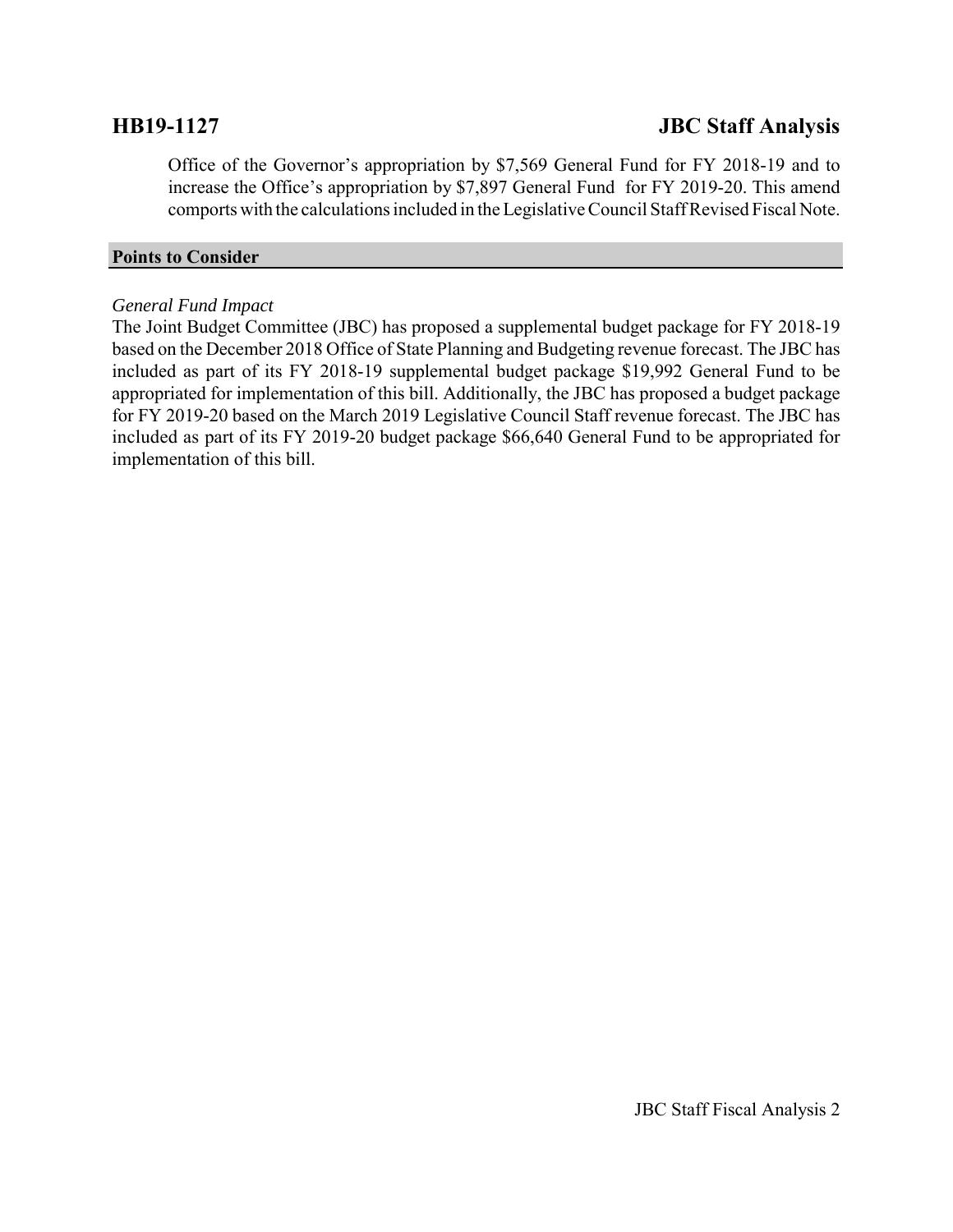Office of the Governor's appropriation by $7,569 General Fund for FY 2018-19 and to increase the Office's appropriation by $7,897 General Fund for FY 2019-20. This amend comports with the calculations included in the Legislative Council Staff Revised Fiscal Note.

## Points to Consider

*General Fund Impact*

The Joint Budget Committee (JBC) has proposed a supplemental budget package for FY 2018-19 based on the December 2018 Office of State Planning and Budgeting revenue forecast. The JBC has included as part of its FY 2018-19 supplemental budget package $19,992 General Fund to be appropriated for implementation of this bill. Additionally, the JBC has proposed a budget package for FY 2019-20 based on the March 2019 Legislative Council Staff revenue forecast. The JBC has included as part of its FY 2019-20 budget package $66,640 General Fund to be appropriated for implementation of this bill.